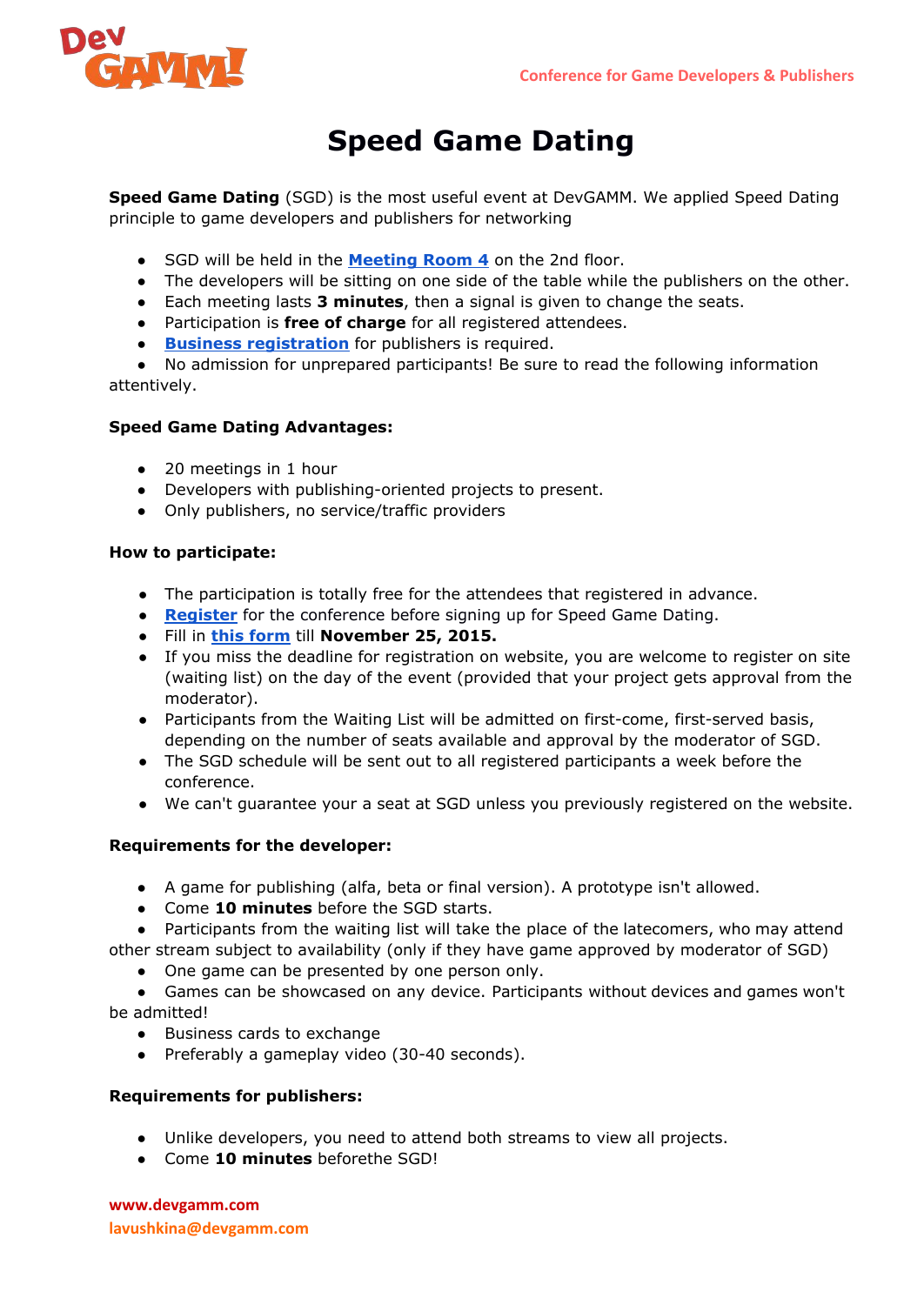Conference for Game Developers & Publishers

# Speed Game Dating

**Speed Game Dating** (SGD) is the most useful event at DevGAMM. We applied Speed Dating principle to game developers and publishers for networking

- SGD will be held in the **Meeting Room 4** on the 2nd floor.
- The developers will be sitting on one side of the table while the publishers on the other.
- Each meeting lasts **3 minutes**, then a signal is given to change the seats.
- Participation is **free of charge** for all registered attendees.
- **Business registration** for publishers is required.
- No admission for unprepared participants! Be sure to read the following information attentively.

**Speed Game Dating Advantages:**

- 20 meetings in 1 hour
- Developers with publishing-oriented projects to present.
- Only publishers, no service/traffic providers

**How to participate:**

- The participation is totally free for the attendees that registered in advance.
- **Register** for the conference before signing up for Speed Game Dating.
- Fill in **this form** till **November 25, 2015.**
- If you miss the deadline for registration on website, you are welcome to register on site (waiting list) on the day of the event (provided that your project gets approval from the moderator).
- Participants from the Waiting List will be admitted on first-come, first-served basis, depending on the number of seats available and approval by the moderator of SGD.
- The SGD schedule will be sent out to all registered participants a week before the conference.
- We can't guarantee your a seat at SGD unless you previously registered on the website.

**Requirements for the developer:**

- A game for publishing (alfa, beta or final version). A prototype isn't allowed.
- Come **10 minutes** before the SGD starts.
- Participants from the waiting list will take the place of the latecomers, who may attend other stream subject to availability (only if they have game approved by moderator of SGD)
- One game can be presented by one person only.
- Games can be showcased on any device. Participants without devices and games won't be admitted!
- Business cards to exchange
- Preferably a gameplay video (30-40 seconds).

**Requirements for publishers:**

- Unlike developers, you need to attend both streams to view all projects.
- Come **10 minutes** beforethe SGD!

**www.devgamm.com**
**lavushkina@devgamm.com**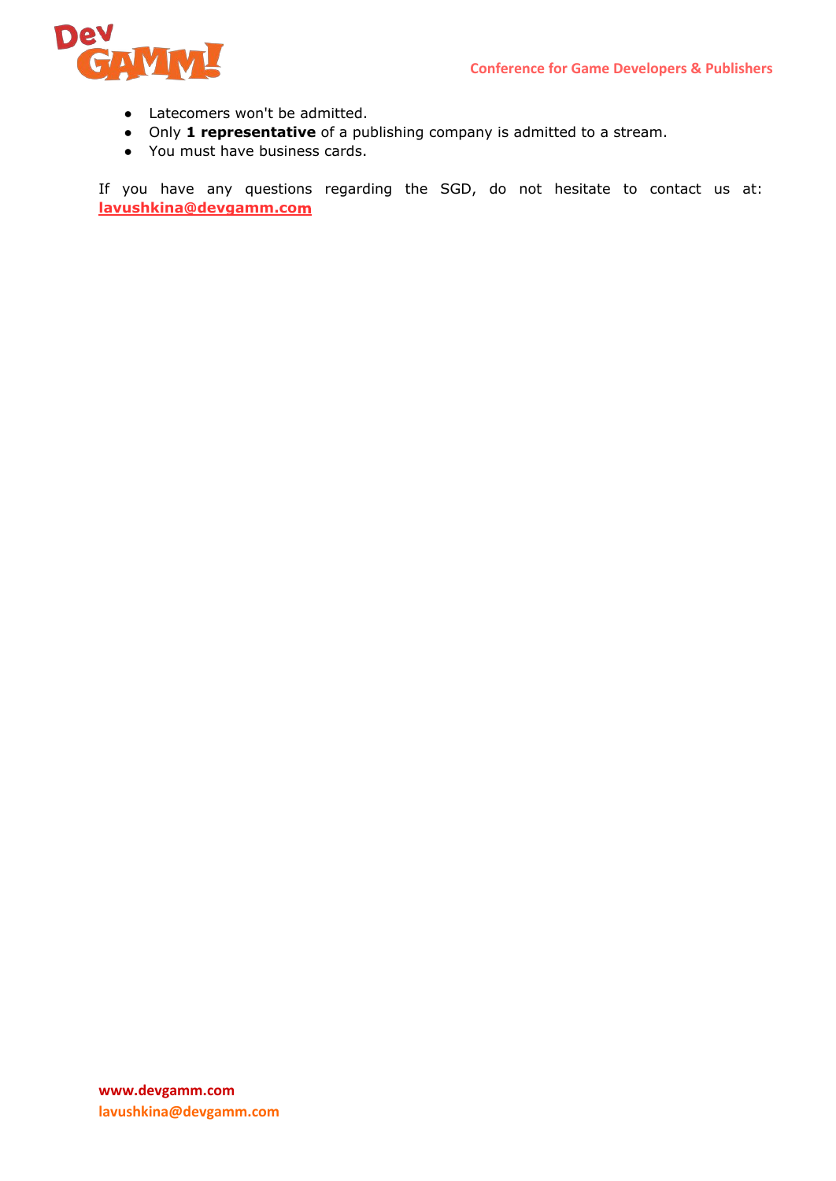- Latecomers won't be admitted.
- Only **1 representative** of a publishing company is admitted to a stream.
- You must have business cards.

If you have any questions regarding the SGD, do not hesitate to contact us at: **lavushkina@devgamm.com**